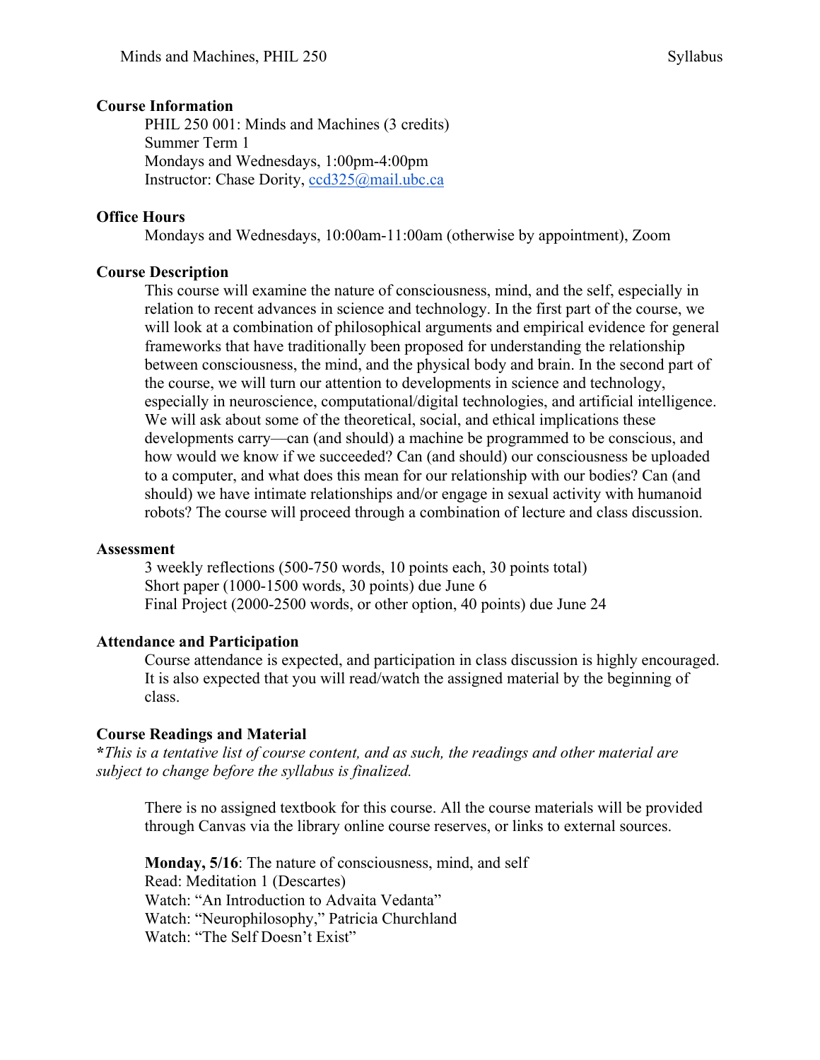### Course Information

PHIL 250 001: Minds and Machines (3 credits)
Summer Term 1
Mondays and Wednesdays, 1:00pm-4:00pm
Instructor: Chase Dority, ccd325@mail.ubc.ca

### Office Hours

Mondays and Wednesdays, 10:00am-11:00am (otherwise by appointment), Zoom

### Course Description

This course will examine the nature of consciousness, mind, and the self, especially in relation to recent advances in science and technology. In the first part of the course, we will look at a combination of philosophical arguments and empirical evidence for general frameworks that have traditionally been proposed for understanding the relationship between consciousness, the mind, and the physical body and brain. In the second part of the course, we will turn our attention to developments in science and technology, especially in neuroscience, computational/digital technologies, and artificial intelligence. We will ask about some of the theoretical, social, and ethical implications these developments carry—can (and should) a machine be programmed to be conscious, and how would we know if we succeeded? Can (and should) our consciousness be uploaded to a computer, and what does this mean for our relationship with our bodies? Can (and should) we have intimate relationships and/or engage in sexual activity with humanoid robots? The course will proceed through a combination of lecture and class discussion.

### Assessment

3 weekly reflections (500-750 words, 10 points each, 30 points total)
Short paper (1000-1500 words, 30 points) due June 6
Final Project (2000-2500 words, or other option, 40 points) due June 24

### Attendance and Participation

Course attendance is expected, and participation in class discussion is highly encouraged. It is also expected that you will read/watch the assigned material by the beginning of class.

### Course Readings and Material

**\****This is a tentative list of course content, and as such, the readings and other material are subject to change before the syllabus is finalized.*

There is no assigned textbook for this course. All the course materials will be provided through Canvas via the library online course reserves, or links to external sources.

**Monday, 5/16**: The nature of consciousness, mind, and self
Read: Meditation 1 (Descartes)
Watch: "An Introduction to Advaita Vedanta"
Watch: "Neurophilosophy," Patricia Churchland
Watch: "The Self Doesn't Exist"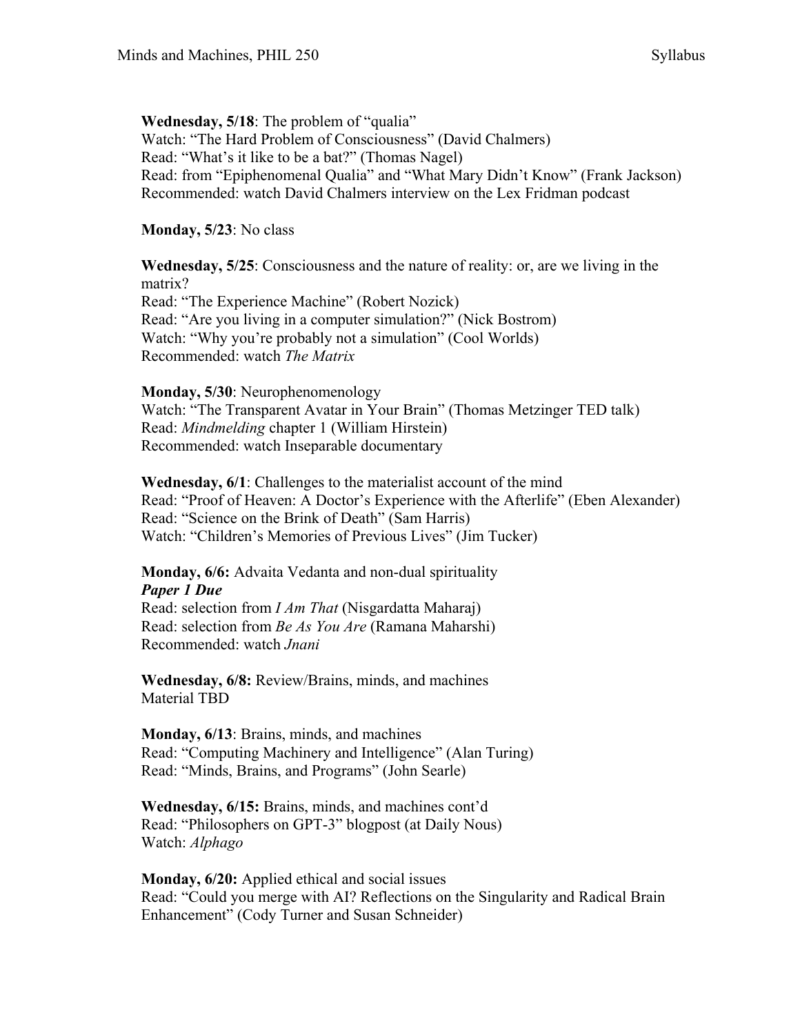**Wednesday, 5/18**: The problem of "qualia"
Watch: "The Hard Problem of Consciousness" (David Chalmers)
Read: "What's it like to be a bat?" (Thomas Nagel)
Read: from "Epiphenomenal Qualia" and "What Mary Didn't Know" (Frank Jackson)
Recommended: watch David Chalmers interview on the Lex Fridman podcast

**Monday, 5/23**: No class

**Wednesday, 5/25**: Consciousness and the nature of reality: or, are we living in the matrix?
Read: "The Experience Machine" (Robert Nozick)
Read: "Are you living in a computer simulation?" (Nick Bostrom)
Watch: "Why you're probably not a simulation" (Cool Worlds)
Recommended: watch *The Matrix*

**Monday, 5/30**: Neurophenomenology
Watch: "The Transparent Avatar in Your Brain" (Thomas Metzinger TED talk)
Read: *Mindmelding* chapter 1 (William Hirstein)
Recommended: watch Inseparable documentary

**Wednesday, 6/1**: Challenges to the materialist account of the mind
Read: "Proof of Heaven: A Doctor's Experience with the Afterlife" (Eben Alexander)
Read: "Science on the Brink of Death" (Sam Harris)
Watch: "Children's Memories of Previous Lives" (Jim Tucker)

**Monday, 6/6:** Advaita Vedanta and non-dual spirituality
***Paper 1 Due***
Read: selection from *I Am That* (Nisgardatta Maharaj)
Read: selection from *Be As You Are* (Ramana Maharshi)
Recommended: watch *Jnani*

**Wednesday, 6/8:** Review/Brains, minds, and machines
Material TBD

**Monday, 6/13**: Brains, minds, and machines
Read: "Computing Machinery and Intelligence" (Alan Turing)
Read: "Minds, Brains, and Programs" (John Searle)

**Wednesday, 6/15:** Brains, minds, and machines cont'd
Read: "Philosophers on GPT-3" blogpost (at Daily Nous)
Watch: *Alphago*

**Monday, 6/20:** Applied ethical and social issues
Read: "Could you merge with AI? Reflections on the Singularity and Radical Brain Enhancement" (Cody Turner and Susan Schneider)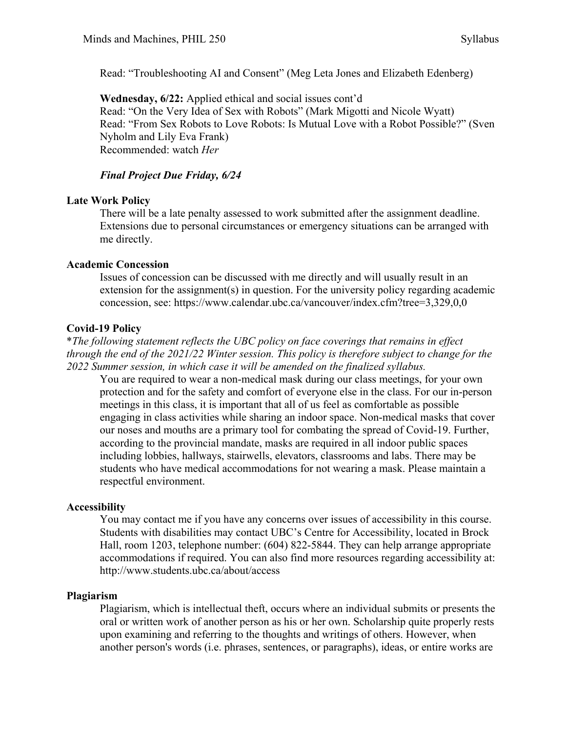Read: "Troubleshooting AI and Consent" (Meg Leta Jones and Elizabeth Edenberg)

**Wednesday, 6/22:** Applied ethical and social issues cont'd
Read: "On the Very Idea of Sex with Robots" (Mark Migotti and Nicole Wyatt)
Read: "From Sex Robots to Love Robots: Is Mutual Love with a Robot Possible?" (Sven Nyholm and Lily Eva Frank)
Recommended: watch *Her*

***Final Project Due Friday, 6/24***

**Late Work Policy**

There will be a late penalty assessed to work submitted after the assignment deadline. Extensions due to personal circumstances or emergency situations can be arranged with me directly.

**Academic Concession**

Issues of concession can be discussed with me directly and will usually result in an extension for the assignment(s) in question. For the university policy regarding academic concession, see: https://www.calendar.ubc.ca/vancouver/index.cfm?tree=3,329,0,0

**Covid-19 Policy**

\**The following statement reflects the UBC policy on face coverings that remains in effect through the end of the 2021/22 Winter session. This policy is therefore subject to change for the 2022 Summer session, in which case it will be amended on the finalized syllabus.*

You are required to wear a non-medical mask during our class meetings, for your own protection and for the safety and comfort of everyone else in the class. For our in-person meetings in this class, it is important that all of us feel as comfortable as possible engaging in class activities while sharing an indoor space. Non-medical masks that cover our noses and mouths are a primary tool for combating the spread of Covid-19. Further, according to the provincial mandate, masks are required in all indoor public spaces including lobbies, hallways, stairwells, elevators, classrooms and labs. There may be students who have medical accommodations for not wearing a mask. Please maintain a respectful environment.

**Accessibility**

You may contact me if you have any concerns over issues of accessibility in this course. Students with disabilities may contact UBC's Centre for Accessibility, located in Brock Hall, room 1203, telephone number: (604) 822-5844. They can help arrange appropriate accommodations if required. You can also find more resources regarding accessibility at: http://www.students.ubc.ca/about/access

**Plagiarism**

Plagiarism, which is intellectual theft, occurs where an individual submits or presents the oral or written work of another person as his or her own. Scholarship quite properly rests upon examining and referring to the thoughts and writings of others. However, when another person's words (i.e. phrases, sentences, or paragraphs), ideas, or entire works are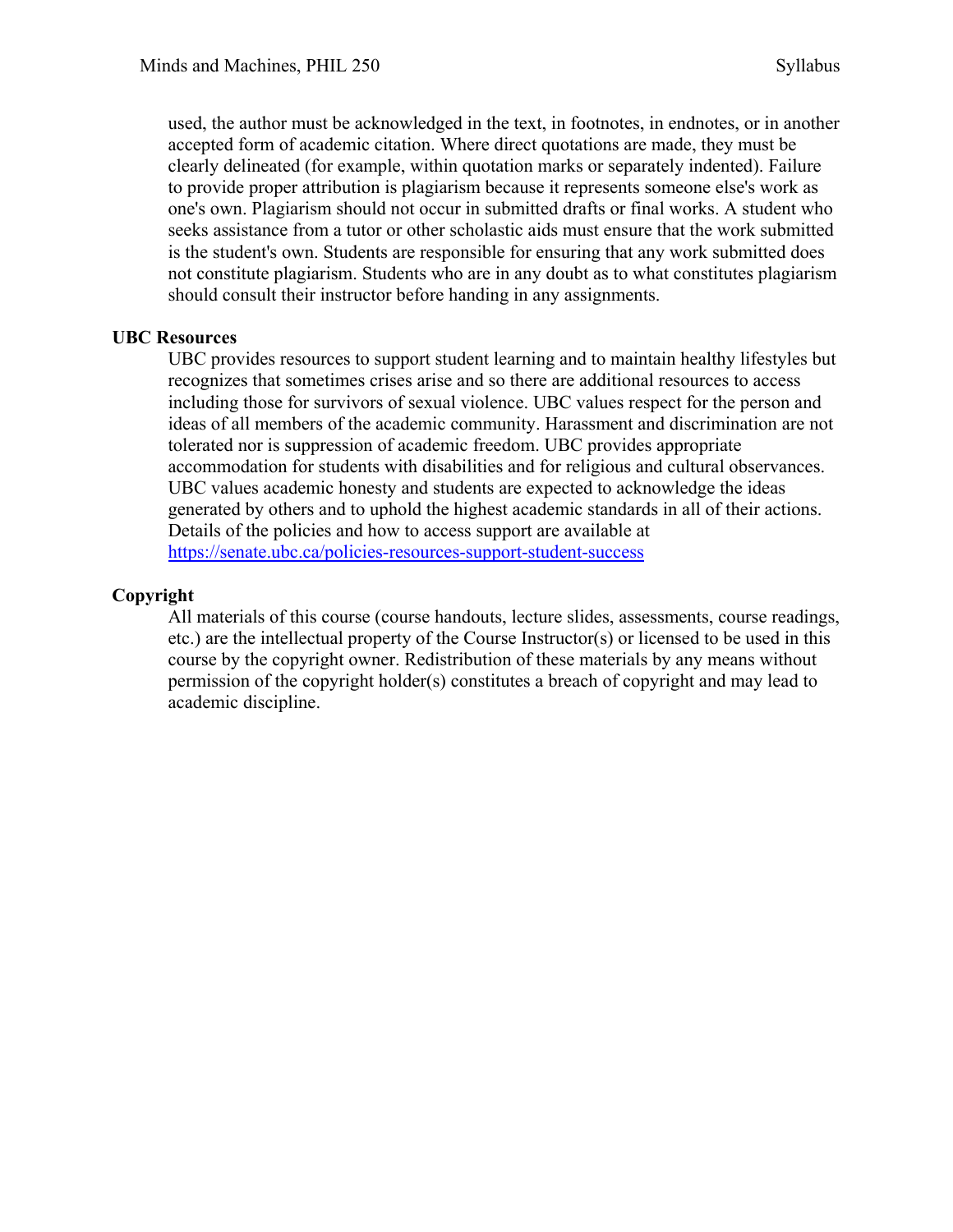used, the author must be acknowledged in the text, in footnotes, in endnotes, or in another accepted form of academic citation. Where direct quotations are made, they must be clearly delineated (for example, within quotation marks or separately indented). Failure to provide proper attribution is plagiarism because it represents someone else's work as one's own. Plagiarism should not occur in submitted drafts or final works. A student who seeks assistance from a tutor or other scholastic aids must ensure that the work submitted is the student's own. Students are responsible for ensuring that any work submitted does not constitute plagiarism. Students who are in any doubt as to what constitutes plagiarism should consult their instructor before handing in any assignments.

**UBC Resources**

UBC provides resources to support student learning and to maintain healthy lifestyles but recognizes that sometimes crises arise and so there are additional resources to access including those for survivors of sexual violence. UBC values respect for the person and ideas of all members of the academic community. Harassment and discrimination are not tolerated nor is suppression of academic freedom. UBC provides appropriate accommodation for students with disabilities and for religious and cultural observances. UBC values academic honesty and students are expected to acknowledge the ideas generated by others and to uphold the highest academic standards in all of their actions. Details of the policies and how to access support are available at https://senate.ubc.ca/policies-resources-support-student-success

**Copyright**

All materials of this course (course handouts, lecture slides, assessments, course readings, etc.) are the intellectual property of the Course Instructor(s) or licensed to be used in this course by the copyright owner. Redistribution of these materials by any means without permission of the copyright holder(s) constitutes a breach of copyright and may lead to academic discipline.